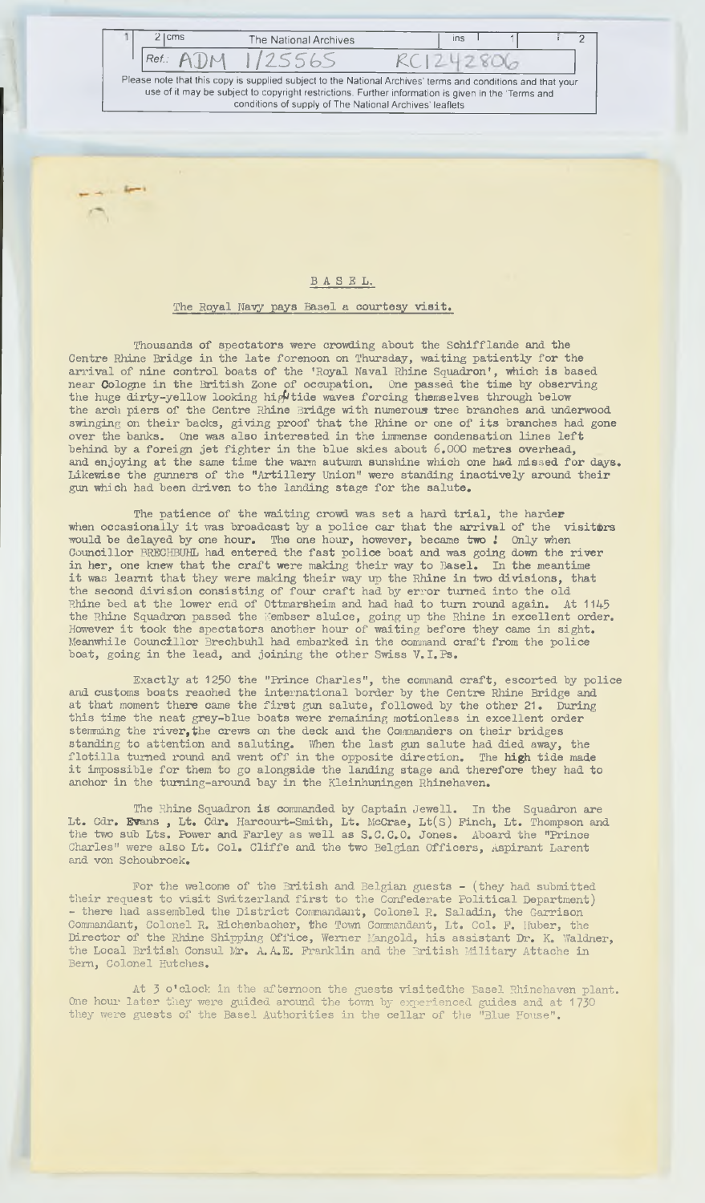# B A S E L.

## The Royal Navy pays Basel a courtesy visit.

Thousands of spectators were crowding about the Schifflande and the Centre Rhine Bridge in the late forenoon on Thursday, waiting patiently for the arrival of nine control boats of the 'Royal Naval Rhine Squadron', which is based near Cologne in the British Zone of occupation. One passed the time by observing the huge dirty-yellow looking high tide waves forcing themselves through below the arch piers of the Centre Rhine Bridge with numerous tree branches and underwood swinging on their backs, giving proof that the Rhine or one of its branches had gone over the banks. One was also interested in the immense condensation lines left behind by a foreign jet fighter in the blue skies about 6.000 metres overhead, and enjoying at the same time the warm autumn sunshine which one had missed for days. Likewise the gunners of the "Artillery Union" were standing inactively around their gun which had been driven to the landing stage for the salute.

The patience of the waiting crowd was set a hard trial, the harder when occasionally it was broadcast by a police car that the arrival of the visitors would be delayed by one hour. The one hour, however, became two ! Only when Councillor BRECHBUHL had entered the fast police boat and was going down the river in her, one knew that the craft were making their way to Basel. In the meantime it was learnt that they were making their way up the Rhine in two divisions, that the second division consisting of four craft had by error turned into the old Rhine bed at the lower end of Ottmarsheim and had had to turn round again. At 1145 the Rhine Squadron passed the Kembser sluice, going up the Rhine in excellent order. However it took the spectators another hour of waiting before they came in sight. Meanwhile Councillor Brechbuhl had embarked in the command craft from the police boat, going in the lead, and joining the other Swiss V.I.Ps.

Exactly at 1250 the "Prince Charles", the command craft, escorted by police and customs boats reached the international border by the Centre Rhine Bridge and at that moment there came the first gun salute, followed by the other 21. During this time the neat grey-blue boats were remaining motionless in excellent order stemming the river, the crews on the deck and the Commanders on their bridges standing to attention and saluting. When the last gun salute had died away, the flotilla turned round and went off in the opposite direction. The high tide made it impossible for them to go alongside the landing stage and therefore they had to anchor in the turning-around bay in the Kleinhuningen Rhinehaven.

The Rhine Squadron is commanded by Captain Jewell. In the Squadron are Lt. Cdr. Evans , Lt. Cdr. Harcourt-Smith, Lt. McCrae, Lt(S) Finch, Lt. Thompson and the two sub Lts. Power and Farley as well as S.C.C.O. Jones. Aboard the "Prince Charles" were also Lt. Col. Cliffe and the two Belgian Officers, Aspirant Larent and von Schoubroek.

For the welcome of the British and Belgian guests - (they had submitted their request to visit Switzerland first to the Confederate Political Department) - there had assembled the District Commandant, Colonel R. Saladin, the Garrison Commandant, Colonel R. Richenbacher, the Town Commandant, Lt. Col. F. Huber, the Director of the Rhine Shipping Office, Werner Mangold, his assistant Dr. K. Waldner, the Local British Consul Mr. A.A.E. Franklin and the British Military Attache in Bern, Colonel Hutches.

At 3 o'clock in the afternoon the guests visitedthe Basel Rhinehaven plant. One hour later they were guided around the town by experienced guides and at 1730 they were guests of the Basel Authorities in the cellar of the "Blue House".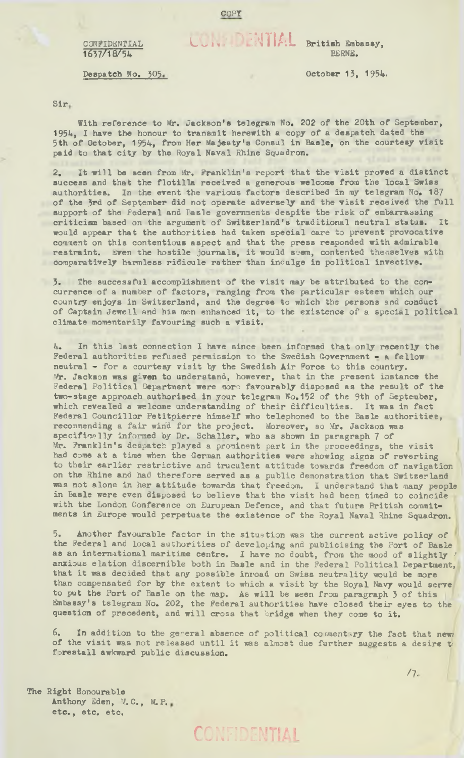COPY

CONFIDENTIAL
1637/18/54

CONFIDENTIAL

British Embassy,
BERNE.

Despatch No. 305.

October 13, 1954.

Sir,

With reference to Mr. Jackson's telegram No. 202 of the 20th of September, 1954, I have the honour to transmit herewith a copy of a despatch dated the 5th of October, 1954, from Her Majesty's Consul in Basle, on the courtesy visit paid to that city by the Royal Naval Rhine Squadron.

2. It will be seen from Mr. Franklin's report that the visit proved a distinct success and that the flotilla received a generous welcome from the local Swiss authorities. In the event the various factors described in my telegram No. 187 of the 3rd of September did not operate adversely and the visit received the full support of the Federal and Basle governments despite the risk of embarrassing criticism based on the argument of Switzerland's traditional neutral status. It would appear that the authorities had taken special care to prevent provocative comment on this contentious aspect and that the press responded with admirable restraint. Even the hostile journals, it would seem, contented themselves with comparatively harmless ridicule rather than indulge in political invective.

3. The successful accomplishment of the visit may be attributed to the concurrence of a number of factors, ranging from the particular esteem which our country enjoys in Switzerland, and the degree to which the persons and conduct of Captain Jewell and his men enhanced it, to the existence of a special political climate momentarily favouring such a visit.

4. In this last connection I have since been informed that only recently the Federal authorities refused permission to the Swedish Government - a fellow neutral - for a courtesy visit by the Swedish Air Force to this country. Mr. Jackson was given to understand, however, that in the present instance the Federal Political Department were more favourably disposed as the result of the two-stage approach authorised in your telegram No.152 of the 9th of September, which revealed a welcome understanding of their difficulties. It was in fact Federal Councillor Petitpierre himself who telephoned to the Basle authorities, recommending a fair wind for the project. Moreover, so Mr. Jackson was specifically informed by Dr. Schaller, who as shown in paragraph 7 of Mr. Franklin's despatch played a prominent part in the proceedings, the visit had come at a time when the German authorities were showing signs of reverting to their earlier restrictive and truculent attitude towards freedom of navigation on the Rhine and had therefore served as a public demonstration that Switzerland was not alone in her attitude towards that freedom. I understand that many people in Basle were even disposed to believe that the visit had been timed to coincide with the London Conference on European Defence, and that future British commitments in Europe would perpetuate the existence of the Royal Naval Rhine Squadron.

5. Another favourable factor in the situation was the current active policy of the Federal and local authorities of developing and publicising the Port of Basle as an international maritime centre. I have no doubt, from the mood of slightly anxious elation discernible both in Basle and in the Federal Political Department, that it was decided that any possible inroad on Swiss neutrality would be more than compensated for by the extent to which a visit by the Royal Navy would serve to put the Port of Basle on the map. As will be seen from paragraph 3 of this Embassy's telegram No. 202, the Federal authorities have closed their eyes to the question of precedent, and will cross that bridge when they come to it.

6. In addition to the general absence of political commentary the fact that news of the visit was not released until it was almost due further suggests a desire to forestall awkward public discussion.

/7.

The Right Honourable
Anthony Eden, M.C., M.P.,
etc., etc. etc.

CONFIDENTIAL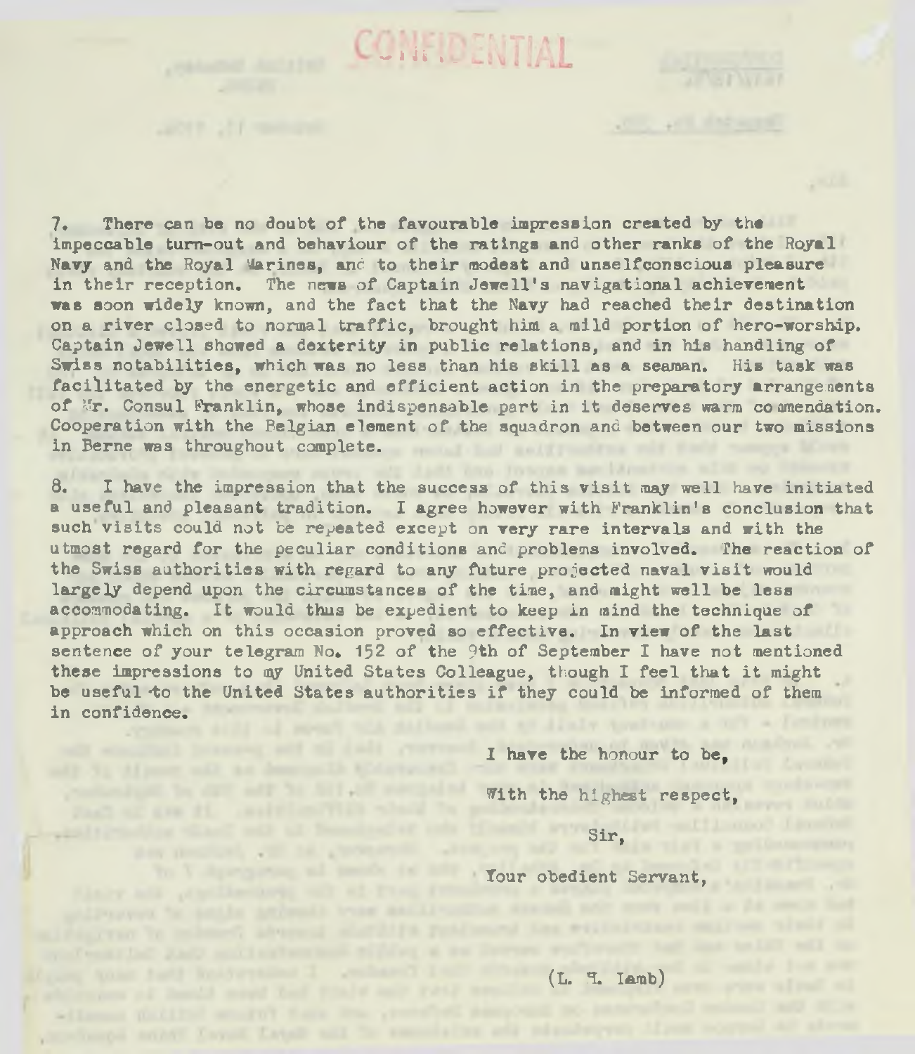CONFIDENTIAL

7. There can be no doubt of the favourable impression created by the impeccable turn-out and behaviour of the ratings and other ranks of the Royal Navy and the Royal Marines, and to their modest and unselfconscious pleasure in their reception. The news of Captain Jewell's navigational achievement was soon widely known, and the fact that the Navy had reached their destination on a river closed to normal traffic, brought him a mild portion of hero-worship. Captain Jewell showed a dexterity in public relations, and in his handling of Swiss notabilities, which was no less than his skill as a seaman. His task was facilitated by the energetic and efficient action in the preparatory arrangements of Mr. Consul Franklin, whose indispensable part in it deserves warm commendation. Cooperation with the Belgian element of the squadron and between our two missions in Berne was throughout complete.

8. I have the impression that the success of this visit may well have initiated a useful and pleasant tradition. I agree however with Franklin's conclusion that such visits could not be repeated except on very rare intervals and with the utmost regard for the peculiar conditions and problems involved. The reaction of the Swiss authorities with regard to any future projected naval visit would largely depend upon the circumstances of the time, and might well be less accommodating. It would thus be expedient to keep in mind the technique of approach which on this occasion proved so effective. In view of the last sentence of your telegram No. 152 of the 9th of September I have not mentioned these impressions to my United States Colleague, though I feel that it might be useful to the United States authorities if they could be informed of them in confidence.

I have the honour to be,

With the highest respect,

Sir,

Your obedient Servant,

(L. H. Lamb)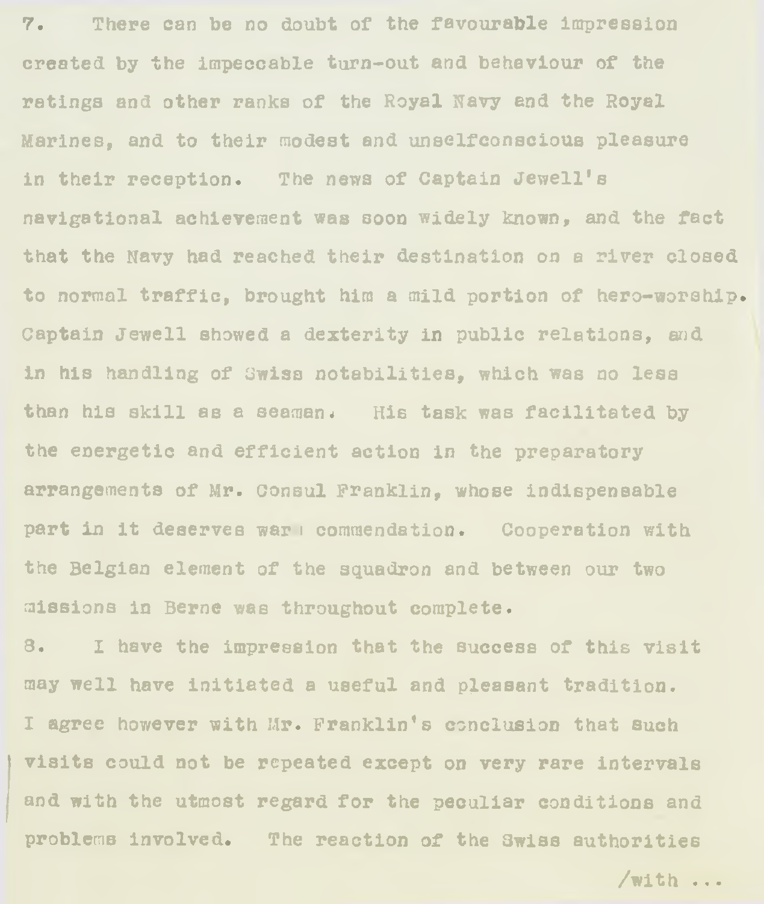7. There can be no doubt of the favourable impression created by the impeccable turn-out and behaviour of the ratings and other ranks of the Royal Navy and the Royal Marines, and to their modest and unselfconscious pleasure in their reception. The news of Captain Jewell's navigational achievement was soon widely known, and the fact that the Navy had reached their destination on a river closed to normal traffic, brought him a mild portion of hero-worship. Captain Jewell showed a dexterity in public relations, and in his handling of Swiss notabilities, which was no less than his skill as a seaman. His task was facilitated by the energetic and efficient action in the preparatory arrangements of Mr. Consul Franklin, whose indispensable part in it deserves warm commendation. Cooperation with the Belgian element of the squadron and between our two missions in Berne was throughout complete.

8. I have the impression that the success of this visit may well have initiated a useful and pleasant tradition. I agree however with Mr. Franklin's conclusion that such visits could not be repeated except on very rare intervals and with the utmost regard for the peculiar conditions and problems involved. The reaction of the Swiss authorities

/with ...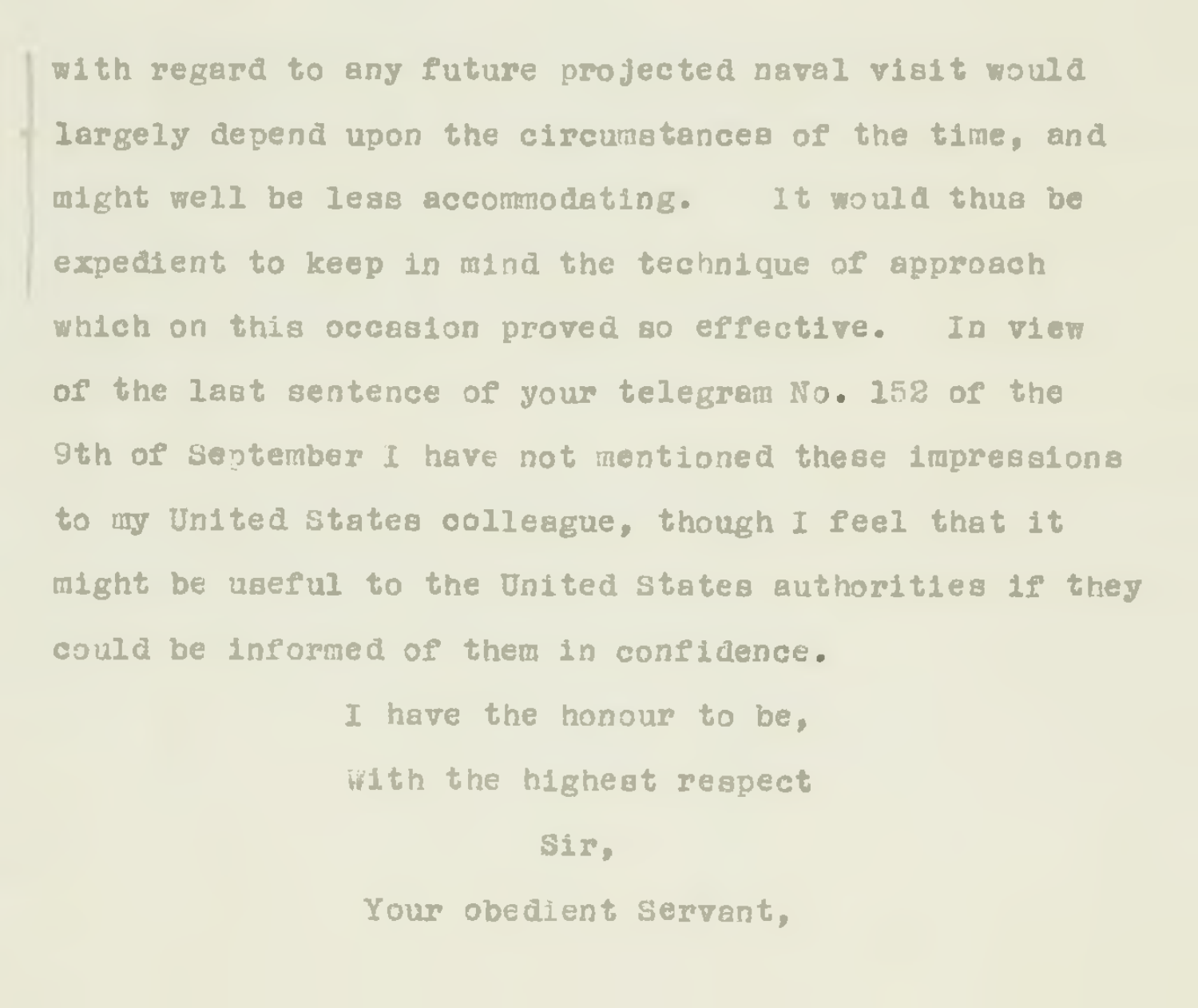with regard to any future projected naval visit would largely depend upon the circumstances of the time, and might well be less accommodating. It would thus be expedient to keep in mind the technique of approach which on this occasion proved so effective. In view of the last sentence of your telegram No. 152 of the 9th of September I have not mentioned these impressions to my United States colleague, though I feel that it might be useful to the United States authorities if they could be informed of them in confidence.

I have the honour to be,

With the highest respect

Sir,

Your obedient Servant,